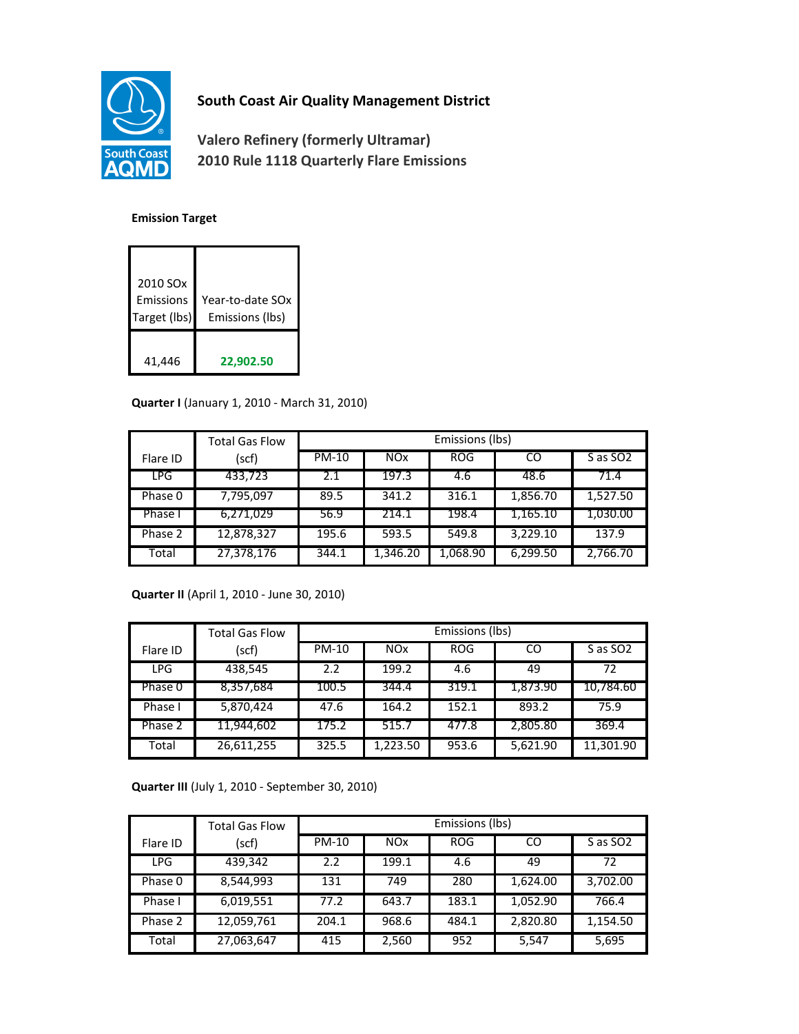# South Coast Air Quality Management District

## Valero Refinery (formerly Ultramar)
## 2010 Rule 1118 Quarterly Flare Emissions

**Emission Target**

| 2010 SOx Emissions Target (lbs) | Year-to-date SOx Emissions (lbs) |
|---|---|
| 41,446 | 22,902.50 |

**Quarter I** (January 1, 2010 - March 31, 2010)

| Flare ID | Total Gas Flow (scf) | Emissions (lbs) | | | | |
|---|---|---|---|---|---|---|
| | | PM-10 | NOx | ROG | CO | S as SO2 |
| LPG | 433,723 | 2.1 | 197.3 | 4.6 | 48.6 | 71.4 |
| Phase 0 | 7,795,097 | 89.5 | 341.2 | 316.1 | 1,856.70 | 1,527.50 |
| Phase I | 6,271,029 | 56.9 | 214.1 | 198.4 | 1,165.10 | 1,030.00 |
| Phase 2 | 12,878,327 | 195.6 | 593.5 | 549.8 | 3,229.10 | 137.9 |
| Total | 27,378,176 | 344.1 | 1,346.20 | 1,068.90 | 6,299.50 | 2,766.70 |

**Quarter II** (April 1, 2010 - June 30, 2010)

| Flare ID | Total Gas Flow (scf) | Emissions (lbs) | | | | |
|---|---|---|---|---|---|---|
| | | PM-10 | NOx | ROG | CO | S as SO2 |
| LPG | 438,545 | 2.2 | 199.2 | 4.6 | 49 | 72 |
| Phase 0 | 8,357,684 | 100.5 | 344.4 | 319.1 | 1,873.90 | 10,784.60 |
| Phase I | 5,870,424 | 47.6 | 164.2 | 152.1 | 893.2 | 75.9 |
| Phase 2 | 11,944,602 | 175.2 | 515.7 | 477.8 | 2,805.80 | 369.4 |
| Total | 26,611,255 | 325.5 | 1,223.50 | 953.6 | 5,621.90 | 11,301.90 |

**Quarter III** (July 1, 2010 - September 30, 2010)

| Flare ID | Total Gas Flow (scf) | Emissions (lbs) | | | | |
|---|---|---|---|---|---|---|
| | | PM-10 | NOx | ROG | CO | S as SO2 |
| LPG | 439,342 | 2.2 | 199.1 | 4.6 | 49 | 72 |
| Phase 0 | 8,544,993 | 131 | 749 | 280 | 1,624.00 | 3,702.00 |
| Phase I | 6,019,551 | 77.2 | 643.7 | 183.1 | 1,052.90 | 766.4 |
| Phase 2 | 12,059,761 | 204.1 | 968.6 | 484.1 | 2,820.80 | 1,154.50 |
| Total | 27,063,647 | 415 | 2,560 | 952 | 5,547 | 5,695 |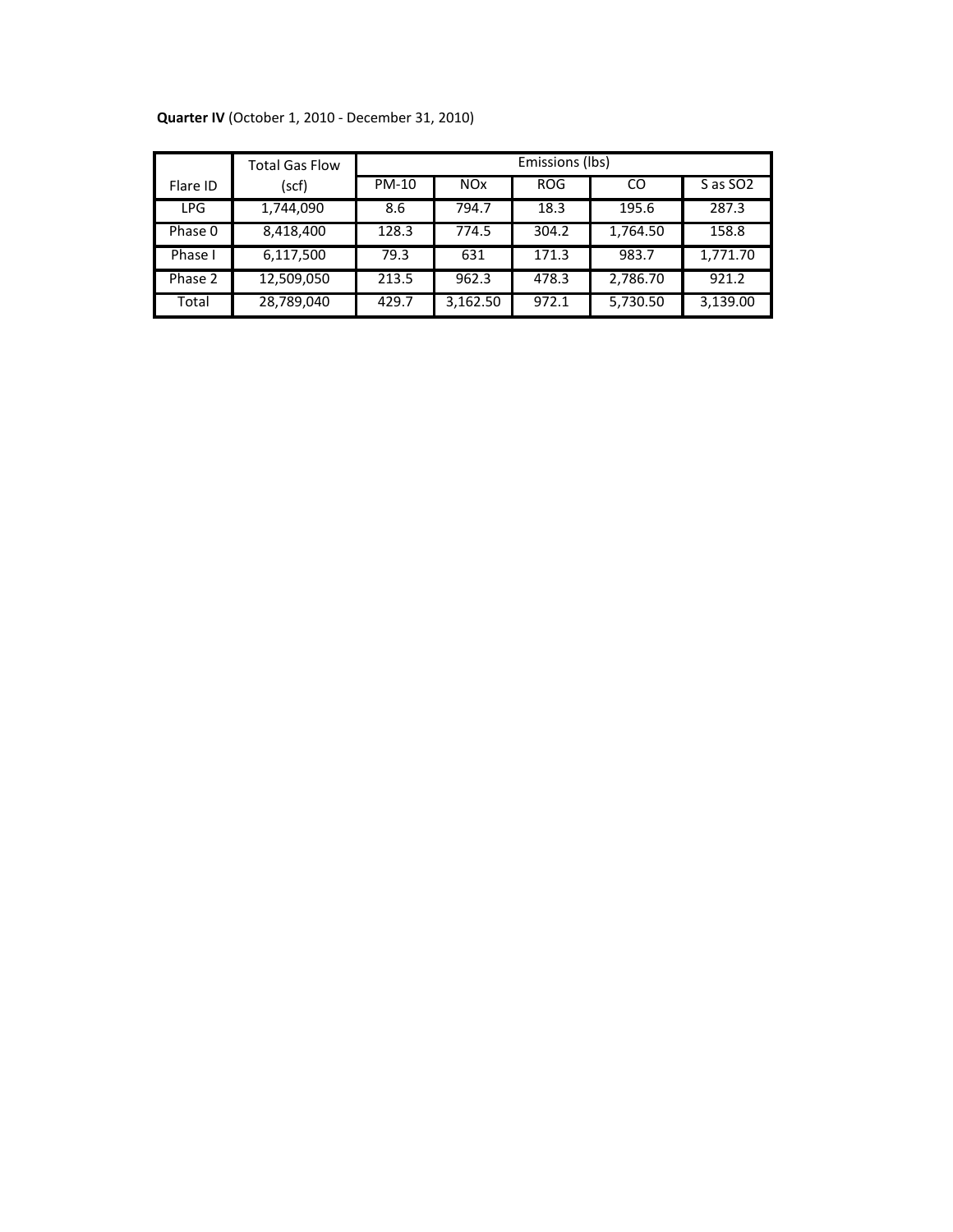**Quarter IV** (October 1, 2010 - December 31, 2010)

| Flare ID | Total Gas Flow (scf) | Emissions (lbs) | | | | |
|---|---|---|---|---|---|---|
| | | PM-10 | NOx | ROG | CO | S as SO2 |
| LPG | 1,744,090 | 8.6 | 794.7 | 18.3 | 195.6 | 287.3 |
| Phase 0 | 8,418,400 | 128.3 | 774.5 | 304.2 | 1,764.50 | 158.8 |
| Phase I | 6,117,500 | 79.3 | 631 | 171.3 | 983.7 | 1,771.70 |
| Phase 2 | 12,509,050 | 213.5 | 962.3 | 478.3 | 2,786.70 | 921.2 |
| Total | 28,789,040 | 429.7 | 3,162.50 | 972.1 | 5,730.50 | 3,139.00 |